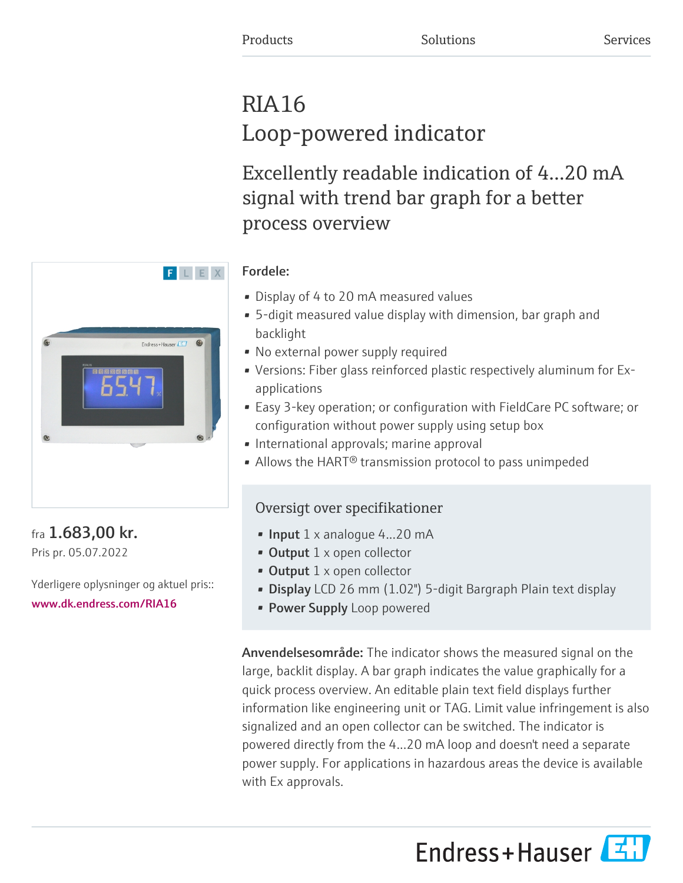Products Solutions Services

# RIA16
# Loop-powered indicator

## Excellently readable indication of 4...20 mA signal with trend bar graph for a better process overview

fra **1.683,00 kr.**
Pris pr. 05.07.2022

Yderligere oplysninger og aktuel pris::
www.dk.endress.com/RIA16

**Fordele:**

- Display of 4 to 20 mA measured values
- 5-digit measured value display with dimension, bar graph and backlight
- No external power supply required
- Versions: Fiber glass reinforced plastic respectively aluminum for Ex-applications
- Easy 3-key operation; or configuration with FieldCare PC software; or configuration without power supply using setup box
- International approvals; marine approval
- Allows the HART® transmission protocol to pass unimpeded

### Oversigt over specifikationer

- **Input** 1 x analogue 4...20 mA
- **Output** 1 x open collector
- **Output** 1 x open collector
- **Display** LCD 26 mm (1.02") 5-digit Bargraph Plain text display
- **Power Supply** Loop powered

**Anvendelsesområde:** The indicator shows the measured signal on the large, backlit display. A bar graph indicates the value graphically for a quick process overview. An editable plain text field displays further information like engineering unit or TAG. Limit value infringement is also signalized and an open collector can be switched. The indicator is powered directly from the 4...20 mA loop and doesn't need a separate power supply. For applications in hazardous areas the device is available with Ex approvals.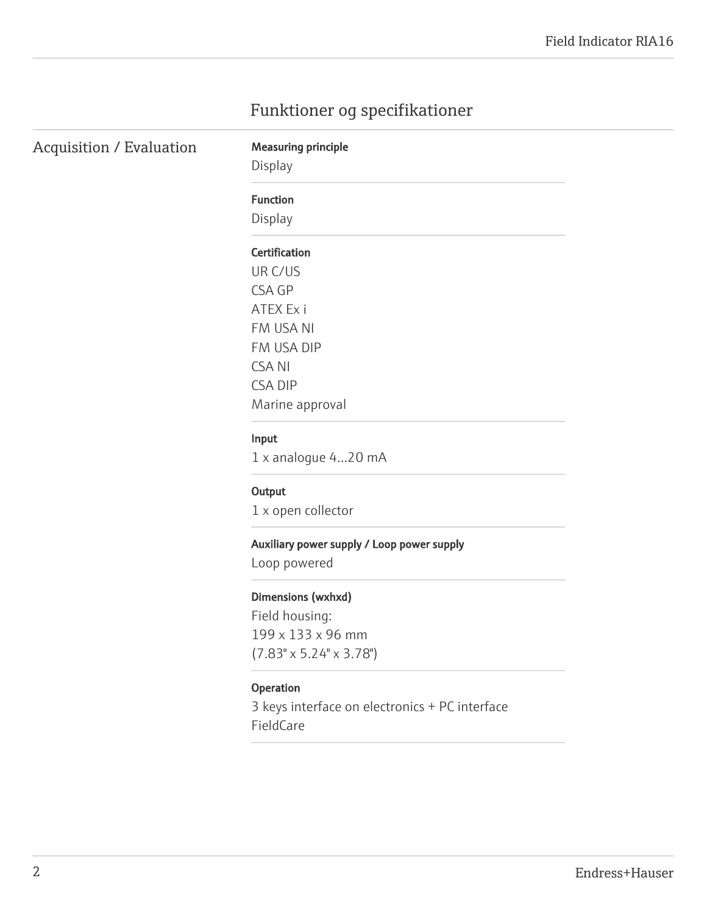# Funktioner og specifikationer

## Acquisition / Evaluation

**Measuring principle**

Display

**Function**

Display

**Certification**

UR C/US
CSA GP
ATEX Ex i
FM USA NI
FM USA DIP
CSA NI
CSA DIP
Marine approval

**Input**

1 x analogue 4...20 mA

**Output**

1 x open collector

**Auxiliary power supply / Loop power supply**

Loop powered

**Dimensions (wxhxd)**

Field housing:
199 x 133 x 96 mm
(7.83" x 5.24" x 3.78")

**Operation**

3 keys interface on electronics + PC interface
FieldCare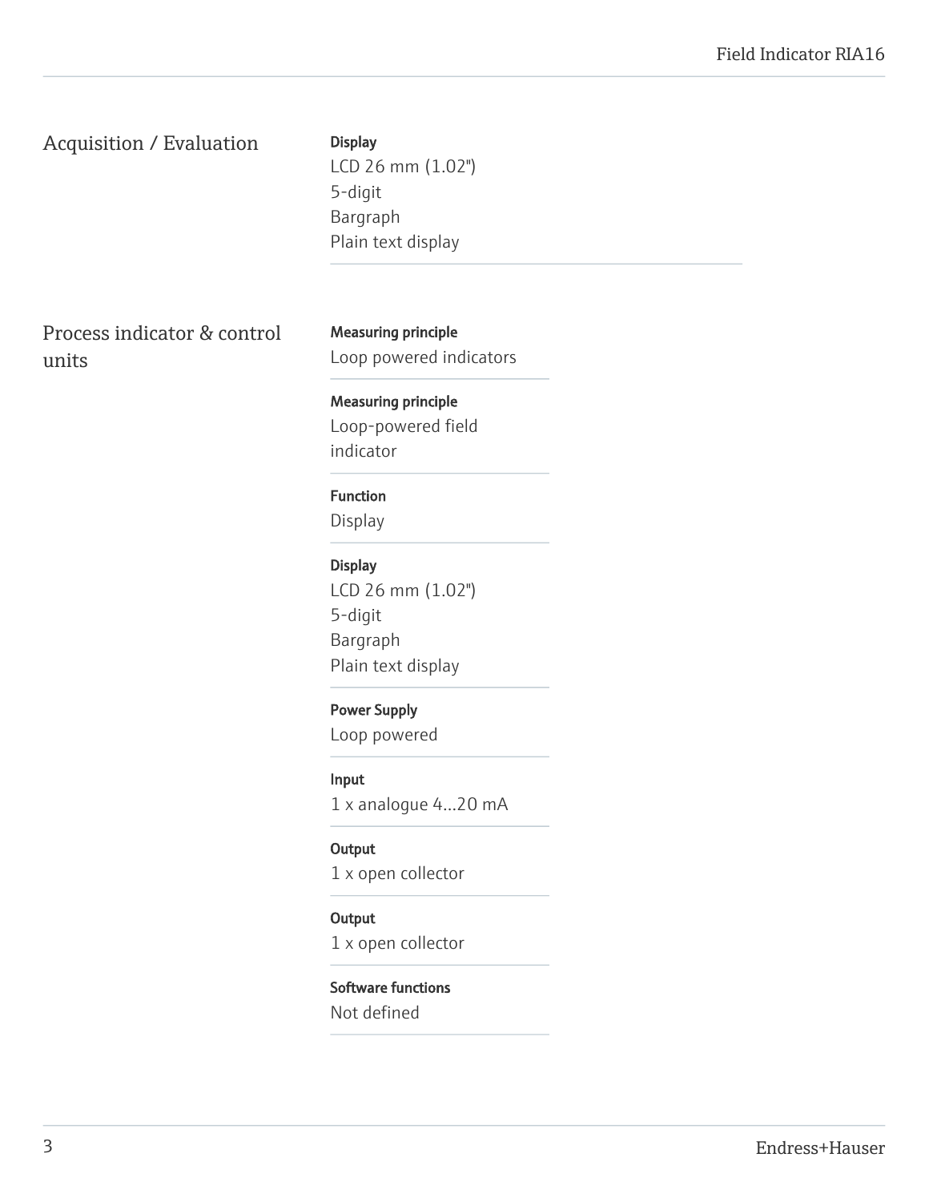## Acquisition / Evaluation

**Display**
LCD 26 mm (1.02")
5-digit
Bargraph
Plain text display

## Process indicator & control units

**Measuring principle**
Loop powered indicators

**Measuring principle**
Loop-powered field indicator

**Function**
Display

**Display**
LCD 26 mm (1.02")
5-digit
Bargraph
Plain text display

**Power Supply**
Loop powered

**Input**
1 x analogue 4...20 mA

**Output**
1 x open collector

**Output**
1 x open collector

**Software functions**
Not defined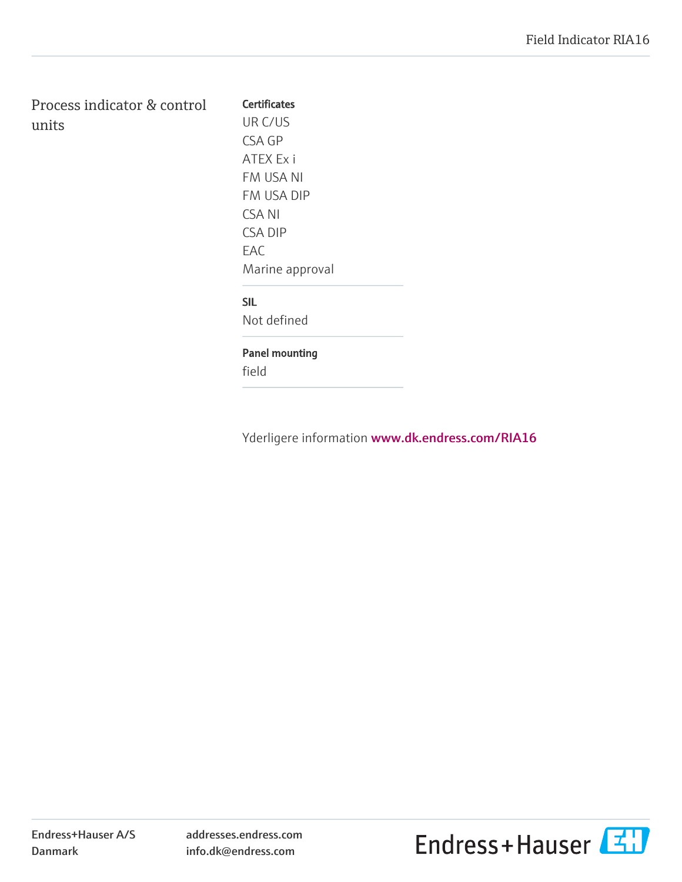## Process indicator & control units

**Certificates**
UR C/US
CSA GP
ATEX Ex i
FM USA NI
FM USA DIP
CSA NI
CSA DIP
EAC
Marine approval

**SIL**
Not defined

**Panel mounting**
field

Yderligere information **www.dk.endress.com/RIA16**

Endress+Hauser A/S
Danmark

addresses.endress.com
info.dk@endress.com